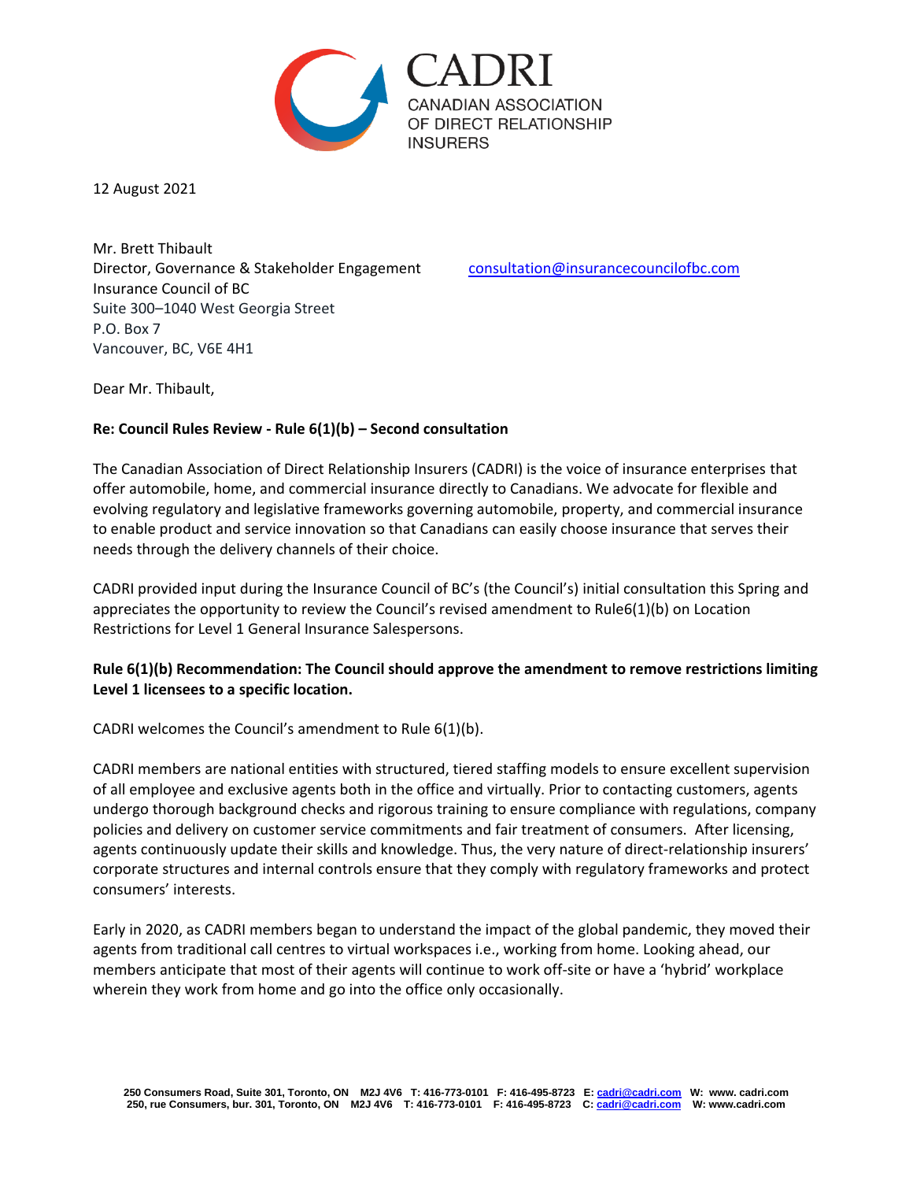CADRI
CANADIAN ASSOCIATION
OF DIRECT RELATIONSHIP
INSURERS

12 August 2021

Mr. Brett Thibault
Director, Governance & Stakeholder Engagement
Insurance Council of BC
Suite 300–1040 West Georgia Street
P.O. Box 7
Vancouver, BC, V6E 4H1

consultation@insurancecouncilofbc.com

Dear Mr. Thibault,

**Re: Council Rules Review - Rule 6(1)(b) – Second consultation**

The Canadian Association of Direct Relationship Insurers (CADRI) is the voice of insurance enterprises that offer automobile, home, and commercial insurance directly to Canadians. We advocate for flexible and evolving regulatory and legislative frameworks governing automobile, property, and commercial insurance to enable product and service innovation so that Canadians can easily choose insurance that serves their needs through the delivery channels of their choice.

CADRI provided input during the Insurance Council of BC's (the Council's) initial consultation this Spring and appreciates the opportunity to review the Council's revised amendment to Rule6(1)(b) on Location Restrictions for Level 1 General Insurance Salespersons.

**Rule 6(1)(b) Recommendation: The Council should approve the amendment to remove restrictions limiting Level 1 licensees to a specific location.**

CADRI welcomes the Council's amendment to Rule 6(1)(b).

CADRI members are national entities with structured, tiered staffing models to ensure excellent supervision of all employee and exclusive agents both in the office and virtually. Prior to contacting customers, agents undergo thorough background checks and rigorous training to ensure compliance with regulations, company policies and delivery on customer service commitments and fair treatment of consumers. After licensing, agents continuously update their skills and knowledge. Thus, the very nature of direct-relationship insurers' corporate structures and internal controls ensure that they comply with regulatory frameworks and protect consumers' interests.

Early in 2020, as CADRI members began to understand the impact of the global pandemic, they moved their agents from traditional call centres to virtual workspaces i.e., working from home. Looking ahead, our members anticipate that most of their agents will continue to work off-site or have a 'hybrid' workplace wherein they work from home and go into the office only occasionally.

250 Consumers Road, Suite 301, Toronto, ON M2J 4V6 T: 416-773-0101 F: 416-495-8723 E: cadri@cadri.com W: www. cadri.com
250, rue Consumers, bur. 301, Toronto, ON M2J 4V6 T: 416-773-0101 F: 416-495-8723 C: cadri@cadri.com W: www.cadri.com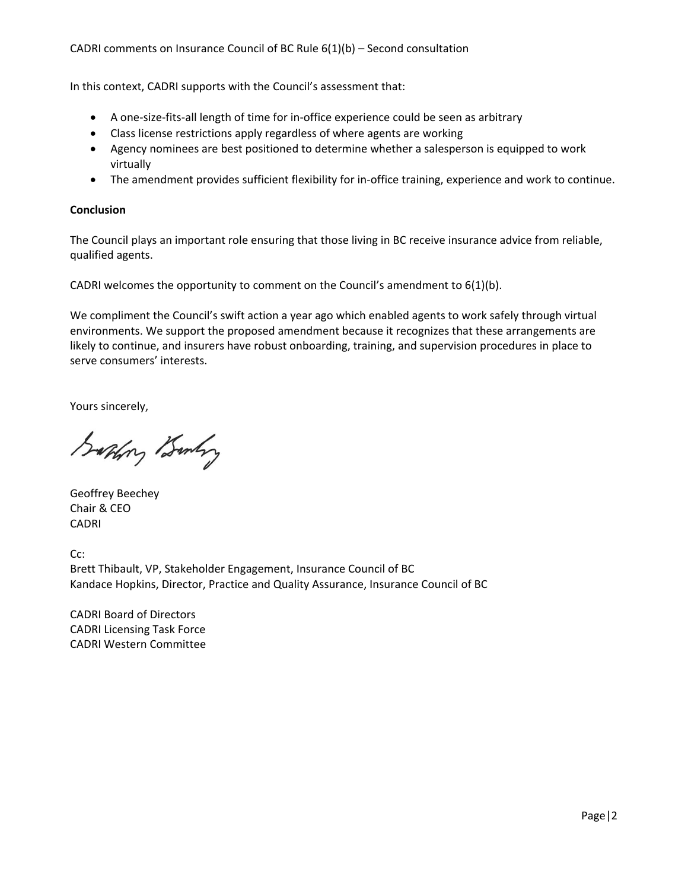In this context, CADRI supports with the Council's assessment that:

- A one-size-fits-all length of time for in-office experience could be seen as arbitrary
- Class license restrictions apply regardless of where agents are working
- Agency nominees are best positioned to determine whether a salesperson is equipped to work virtually
- The amendment provides sufficient flexibility for in-office training, experience and work to continue.

**Conclusion**

The Council plays an important role ensuring that those living in BC receive insurance advice from reliable, qualified agents.

CADRI welcomes the opportunity to comment on the Council's amendment to 6(1)(b).

We compliment the Council's swift action a year ago which enabled agents to work safely through virtual environments. We support the proposed amendment because it recognizes that these arrangements are likely to continue, and insurers have robust onboarding, training, and supervision procedures in place to serve consumers' interests.

Yours sincerely,

Geoffrey Beechey
Chair & CEO
CADRI

Cc:
Brett Thibault, VP, Stakeholder Engagement, Insurance Council of BC
Kandace Hopkins, Director, Practice and Quality Assurance, Insurance Council of BC

CADRI Board of Directors
CADRI Licensing Task Force
CADRI Western Committee